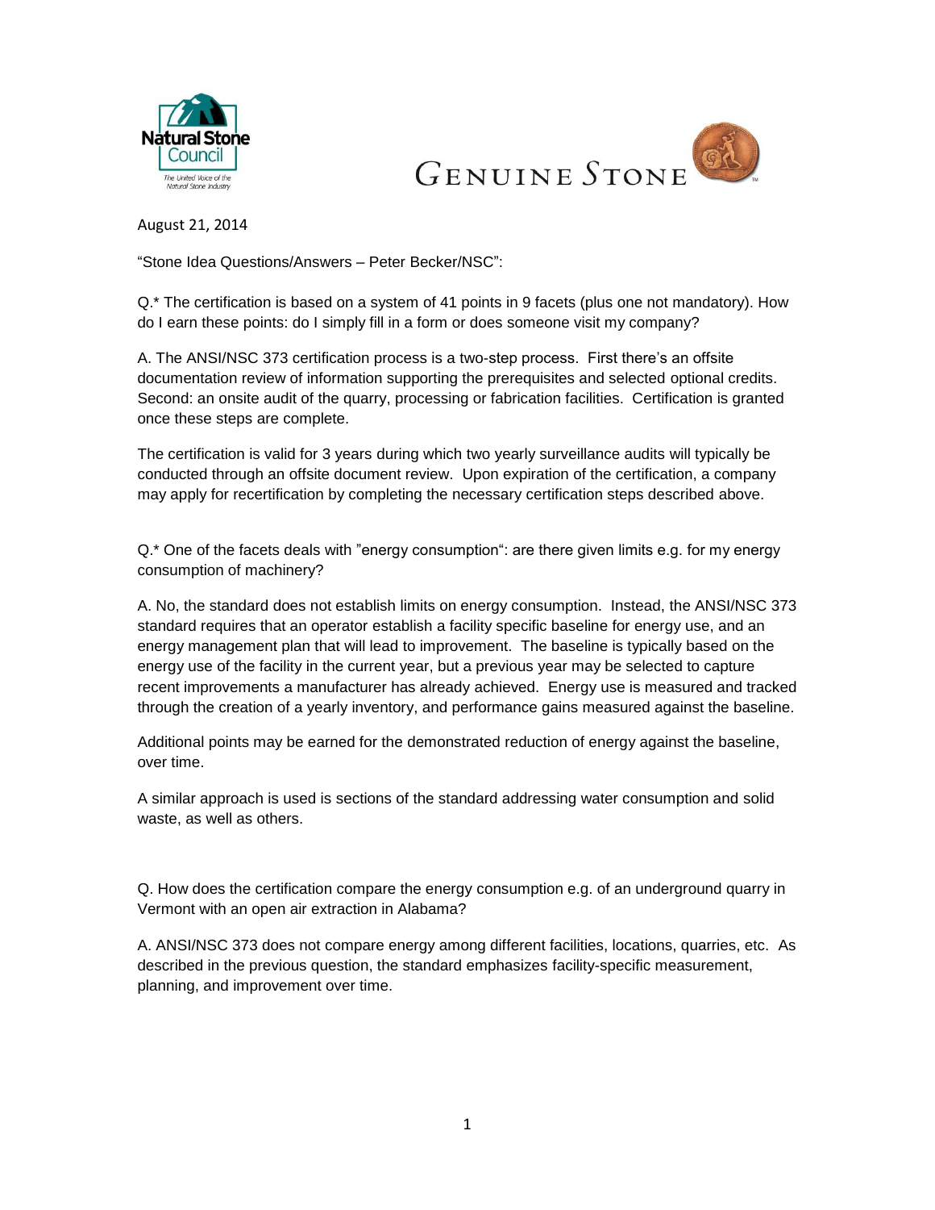August 21, 2014

"Stone Idea Questions/Answers – Peter Becker/NSC":

Q.* The certification is based on a system of 41 points in 9 facets (plus one not mandatory). How do I earn these points: do I simply fill in a form or does someone visit my company?

A. The ANSI/NSC 373 certification process is a two-step process. First there's an offsite documentation review of information supporting the prerequisites and selected optional credits. Second: an onsite audit of the quarry, processing or fabrication facilities. Certification is granted once these steps are complete.

The certification is valid for 3 years during which two yearly surveillance audits will typically be conducted through an offsite document review. Upon expiration of the certification, a company may apply for recertification by completing the necessary certification steps described above.

Q.* One of the facets deals with "energy consumption": are there given limits e.g. for my energy consumption of machinery?

A. No, the standard does not establish limits on energy consumption. Instead, the ANSI/NSC 373 standard requires that an operator establish a facility specific baseline for energy use, and an energy management plan that will lead to improvement. The baseline is typically based on the energy use of the facility in the current year, but a previous year may be selected to capture recent improvements a manufacturer has already achieved. Energy use is measured and tracked through the creation of a yearly inventory, and performance gains measured against the baseline.

Additional points may be earned for the demonstrated reduction of energy against the baseline, over time.

A similar approach is used is sections of the standard addressing water consumption and solid waste, as well as others.

Q. How does the certification compare the energy consumption e.g. of an underground quarry in Vermont with an open air extraction in Alabama?

A. ANSI/NSC 373 does not compare energy among different facilities, locations, quarries, etc. As described in the previous question, the standard emphasizes facility-specific measurement, planning, and improvement over time.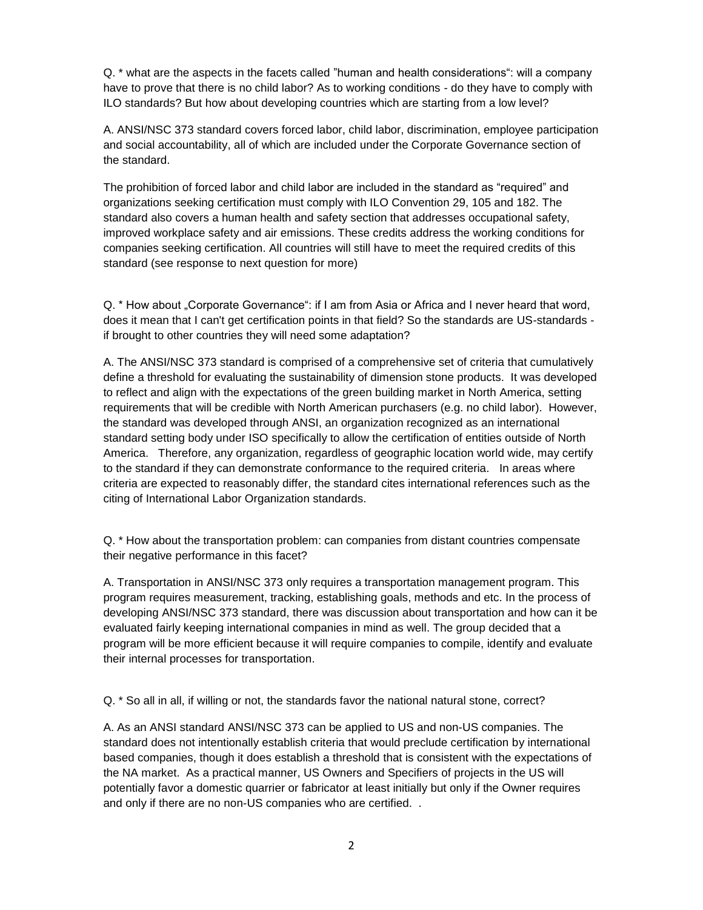Q. * what are the aspects in the facets called "human and health considerations": will a company have to prove that there is no child labor? As to working conditions - do they have to comply with ILO standards? But how about developing countries which are starting from a low level?

A. ANSI/NSC 373 standard covers forced labor, child labor, discrimination, employee participation and social accountability, all of which are included under the Corporate Governance section of the standard.

The prohibition of forced labor and child labor are included in the standard as "required" and organizations seeking certification must comply with ILO Convention 29, 105 and 182. The standard also covers a human health and safety section that addresses occupational safety, improved workplace safety and air emissions. These credits address the working conditions for companies seeking certification. All countries will still have to meet the required credits of this standard (see response to next question for more)

Q. * How about „Corporate Governance": if I am from Asia or Africa and I never heard that word, does it mean that I can't get certification points in that field? So the standards are US-standards - if brought to other countries they will need some adaptation?

A. The ANSI/NSC 373 standard is comprised of a comprehensive set of criteria that cumulatively define a threshold for evaluating the sustainability of dimension stone products. It was developed to reflect and align with the expectations of the green building market in North America, setting requirements that will be credible with North American purchasers (e.g. no child labor). However, the standard was developed through ANSI, an organization recognized as an international standard setting body under ISO specifically to allow the certification of entities outside of North America. Therefore, any organization, regardless of geographic location world wide, may certify to the standard if they can demonstrate conformance to the required criteria. In areas where criteria are expected to reasonably differ, the standard cites international references such as the citing of International Labor Organization standards.

Q. * How about the transportation problem: can companies from distant countries compensate their negative performance in this facet?

A. Transportation in ANSI/NSC 373 only requires a transportation management program. This program requires measurement, tracking, establishing goals, methods and etc. In the process of developing ANSI/NSC 373 standard, there was discussion about transportation and how can it be evaluated fairly keeping international companies in mind as well. The group decided that a program will be more efficient because it will require companies to compile, identify and evaluate their internal processes for transportation.

Q. * So all in all, if willing or not, the standards favor the national natural stone, correct?

A. As an ANSI standard ANSI/NSC 373 can be applied to US and non-US companies. The standard does not intentionally establish criteria that would preclude certification by international based companies, though it does establish a threshold that is consistent with the expectations of the NA market. As a practical manner, US Owners and Specifiers of projects in the US will potentially favor a domestic quarrier or fabricator at least initially but only if the Owner requires and only if there are no non-US companies who are certified. .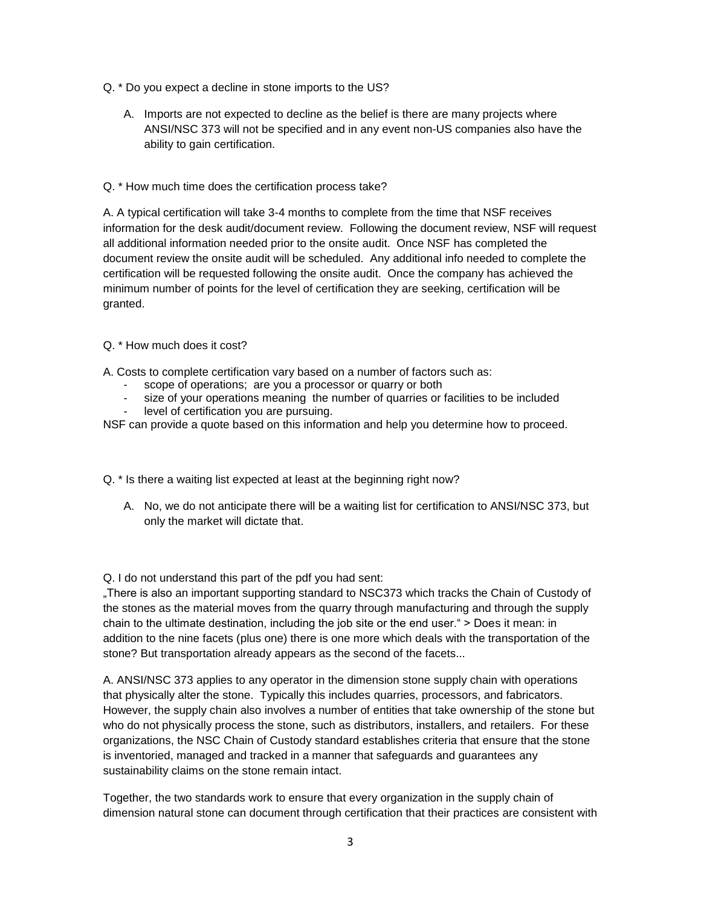Q. * Do you expect a decline in stone imports to the US?

A. Imports are not expected to decline as the belief is there are many projects where ANSI/NSC 373 will not be specified and in any event non-US companies also have the ability to gain certification.

Q. * How much time does the certification process take?

A. A typical certification will take 3-4 months to complete from the time that NSF receives information for the desk audit/document review. Following the document review, NSF will request all additional information needed prior to the onsite audit. Once NSF has completed the document review the onsite audit will be scheduled. Any additional info needed to complete the certification will be requested following the onsite audit. Once the company has achieved the minimum number of points for the level of certification they are seeking, certification will be granted.

Q. * How much does it cost?

A. Costs to complete certification vary based on a number of factors such as:

- scope of operations; are you a processor or quarry or both
- size of your operations meaning the number of quarries or facilities to be included
- level of certification you are pursuing.

NSF can provide a quote based on this information and help you determine how to proceed.

Q. * Is there a waiting list expected at least at the beginning right now?

A. No, we do not anticipate there will be a waiting list for certification to ANSI/NSC 373, but only the market will dictate that.

Q. I do not understand this part of the pdf you had sent:
„There is also an important supporting standard to NSC373 which tracks the Chain of Custody of the stones as the material moves from the quarry through manufacturing and through the supply chain to the ultimate destination, including the job site or the end user." > Does it mean: in addition to the nine facets (plus one) there is one more which deals with the transportation of the stone? But transportation already appears as the second of the facets...

A. ANSI/NSC 373 applies to any operator in the dimension stone supply chain with operations that physically alter the stone. Typically this includes quarries, processors, and fabricators. However, the supply chain also involves a number of entities that take ownership of the stone but who do not physically process the stone, such as distributors, installers, and retailers. For these organizations, the NSC Chain of Custody standard establishes criteria that ensure that the stone is inventoried, managed and tracked in a manner that safeguards and guarantees any sustainability claims on the stone remain intact.

Together, the two standards work to ensure that every organization in the supply chain of dimension natural stone can document through certification that their practices are consistent with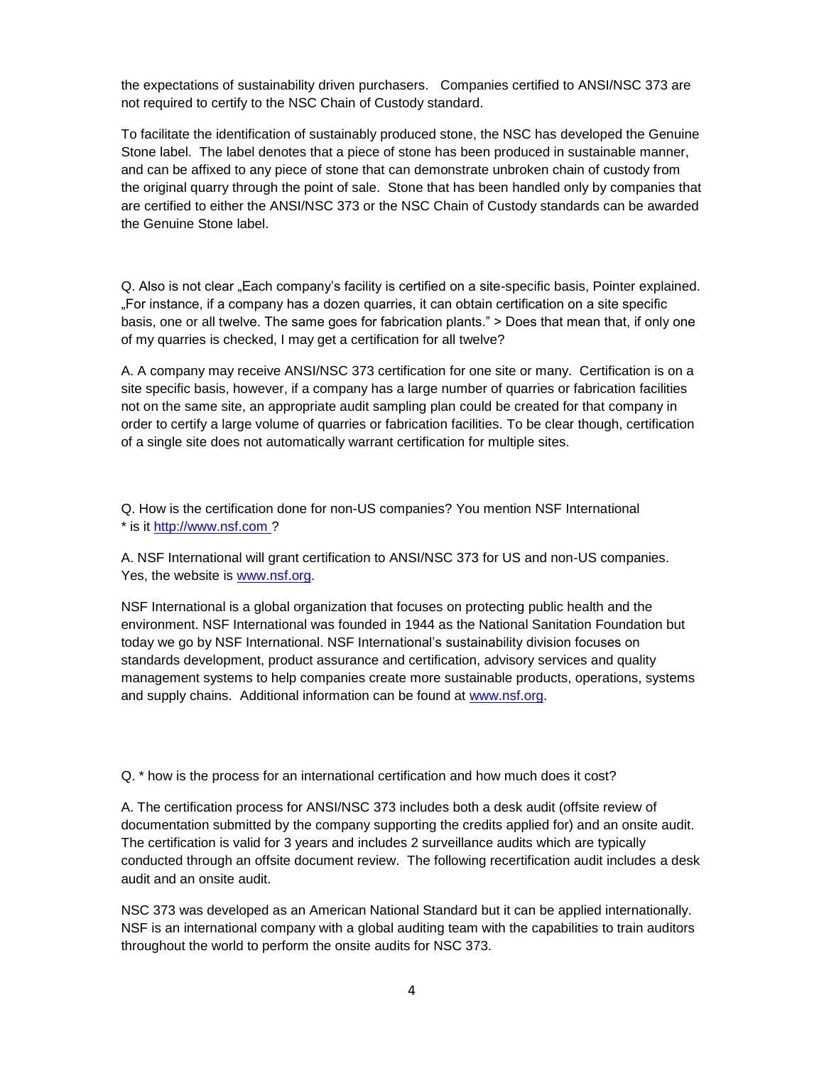the expectations of sustainability driven purchasers. Companies certified to ANSI/NSC 373 are not required to certify to the NSC Chain of Custody standard.

To facilitate the identification of sustainably produced stone, the NSC has developed the Genuine Stone label. The label denotes that a piece of stone has been produced in sustainable manner, and can be affixed to any piece of stone that can demonstrate unbroken chain of custody from the original quarry through the point of sale. Stone that has been handled only by companies that are certified to either the ANSI/NSC 373 or the NSC Chain of Custody standards can be awarded the Genuine Stone label.

Q. Also is not clear „Each company's facility is certified on a site-specific basis, Pointer explained. „For instance, if a company has a dozen quarries, it can obtain certification on a site specific basis, one or all twelve. The same goes for fabrication plants." > Does that mean that, if only one of my quarries is checked, I may get a certification for all twelve?

A. A company may receive ANSI/NSC 373 certification for one site or many. Certification is on a site specific basis, however, if a company has a large number of quarries or fabrication facilities not on the same site, an appropriate audit sampling plan could be created for that company in order to certify a large volume of quarries or fabrication facilities. To be clear though, certification of a single site does not automatically warrant certification for multiple sites.

Q. How is the certification done for non-US companies? You mention NSF International
* is it [http://www.nsf.com](http://www.nsf.com) ?

A. NSF International will grant certification to ANSI/NSC 373 for US and non-US companies. Yes, the website is [www.nsf.org](http://www.nsf.org).

NSF International is a global organization that focuses on protecting public health and the environment. NSF International was founded in 1944 as the National Sanitation Foundation but today we go by NSF International. NSF International's sustainability division focuses on standards development, product assurance and certification, advisory services and quality management systems to help companies create more sustainable products, operations, systems and supply chains. Additional information can be found at [www.nsf.org](http://www.nsf.org).

Q. * how is the process for an international certification and how much does it cost?

A. The certification process for ANSI/NSC 373 includes both a desk audit (offsite review of documentation submitted by the company supporting the credits applied for) and an onsite audit. The certification is valid for 3 years and includes 2 surveillance audits which are typically conducted through an offsite document review. The following recertification audit includes a desk audit and an onsite audit.

NSC 373 was developed as an American National Standard but it can be applied internationally. NSF is an international company with a global auditing team with the capabilities to train auditors throughout the world to perform the onsite audits for NSC 373.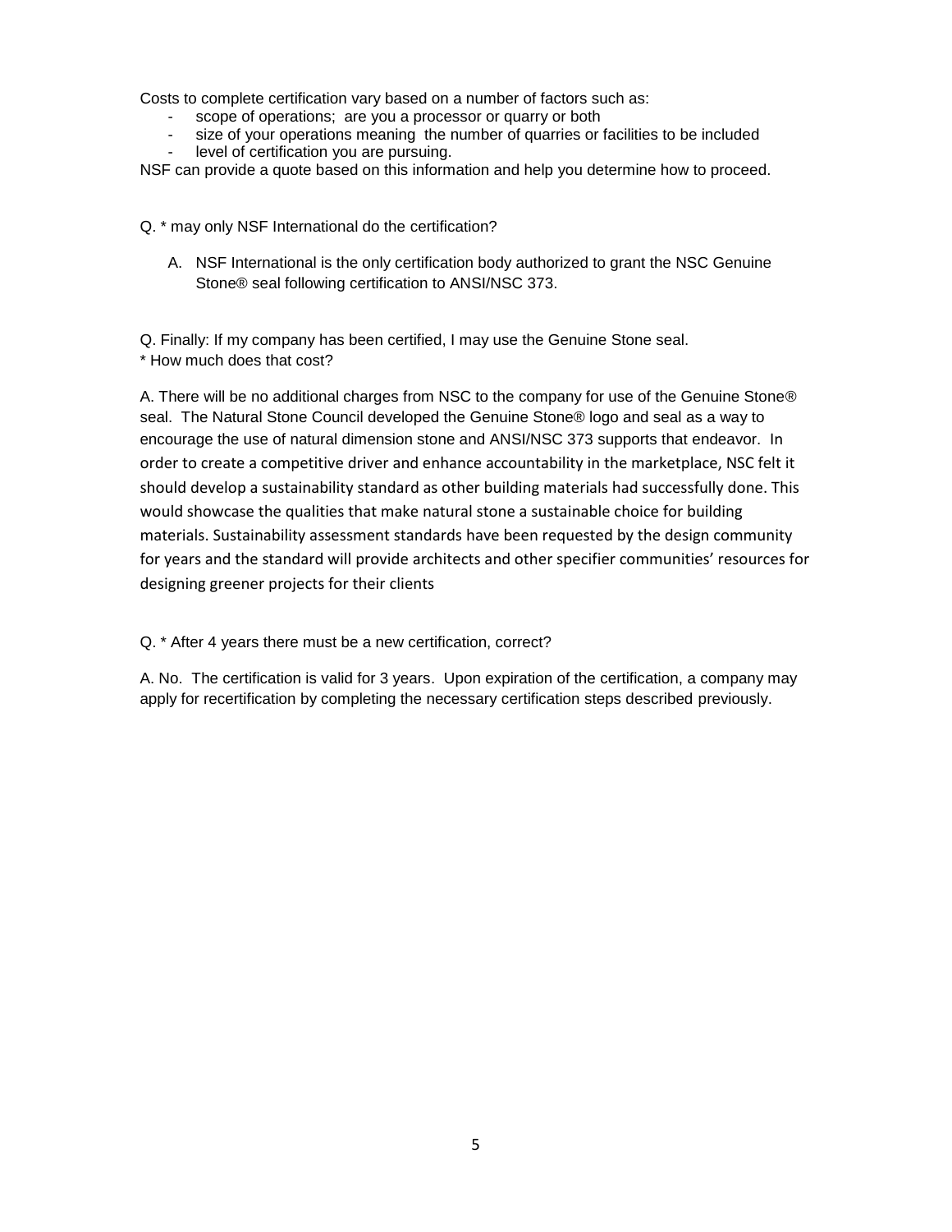Costs to complete certification vary based on a number of factors such as:

- scope of operations; are you a processor or quarry or both
- size of your operations meaning the number of quarries or facilities to be included
- level of certification you are pursuing.

NSF can provide a quote based on this information and help you determine how to proceed.

Q. * may only NSF International do the certification?

A. NSF International is the only certification body authorized to grant the NSC Genuine Stone® seal following certification to ANSI/NSC 373.

Q. Finally: If my company has been certified, I may use the Genuine Stone seal.
* How much does that cost?

A. There will be no additional charges from NSC to the company for use of the Genuine Stone® seal. The Natural Stone Council developed the Genuine Stone® logo and seal as a way to encourage the use of natural dimension stone and ANSI/NSC 373 supports that endeavor. In order to create a competitive driver and enhance accountability in the marketplace, NSC felt it should develop a sustainability standard as other building materials had successfully done. This would showcase the qualities that make natural stone a sustainable choice for building materials. Sustainability assessment standards have been requested by the design community for years and the standard will provide architects and other specifier communities' resources for designing greener projects for their clients

Q. * After 4 years there must be a new certification, correct?

A. No. The certification is valid for 3 years. Upon expiration of the certification, a company may apply for recertification by completing the necessary certification steps described previously.